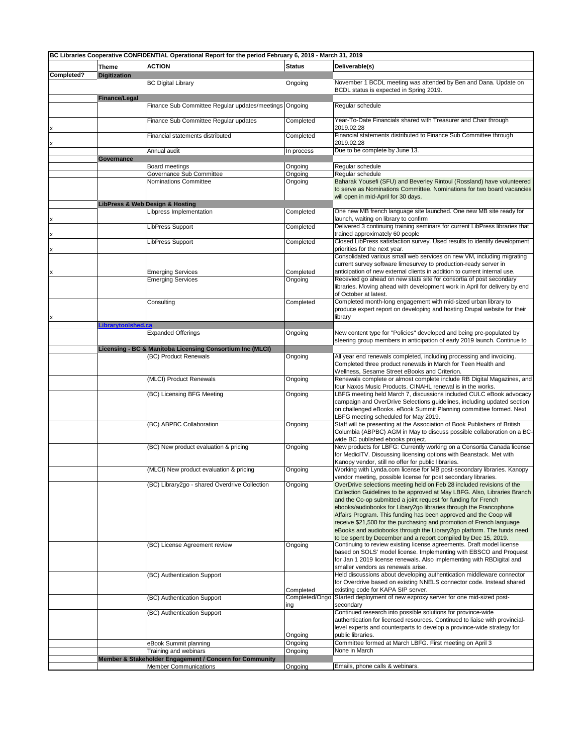**BC Libraries Cooperative CONFIDENTIAL Operational Report for the period February 6, 2019 - March 31, 2019**

| Completed? | Theme | ACTION | Status | Deliverable(s) |
|---|---|---|---|---|
| | **Digitization** | | | |
| | | BC Digital Library | Ongoing | November 1 BCDL meeting was attended by Ben and Dana. Update on BCDL status is expected in Spring 2019. |
| | **Finance/Legal** | | | |
| | | Finance Sub Committee Regular updates/meetings | Ongoing | Regular schedule |
| x | | Finance Sub Committee Regular updates | Completed | Year-To-Date Financials shared with Treasurer and Chair through 2019.02.28 |
| x | | Financial statements distributed | Completed | Financial statements distributed to Finance Sub Committee through 2019.02.28 |
| | | Annual audit | In process | Due to be complete by June 13. |
| | **Governance** | | | |
| | | Board meetings | Ongoing | Regular schedule |
| | | Governance Sub Committee | Ongoing | Regular schedule |
| | | Nominations Committee | Ongoing | Baharak Yousefi (SFU) and Beverley Rintoul (Rossland) have volunteered to serve as Nominations Committee. Nominations for two board vacancies will open in mid-April for 30 days. |
| | **LibPress & Web Design & Hosting** | | | |
| x | | Libpress Implementation | Completed | One new MB french language site launched. One new MB site ready for launch, waiting on library to confirm |
| x | | LibPress Support | Completed | Delivered 3 continuing training seminars for current LibPress libraries that trained approximately 60 people |
| x | | LibPress Support | Completed | Closed LibPress satisfaction survey. Used results to identify development priorities for the next year. |
| x | | Emerging Services | Completed | Consolidated various small web services on new VM, including migrating current survey software limesurvey to production-ready server in anticipation of new external clients in addition to current internal use. |
| | | Emerging Services | Ongoing | Recevied go ahead on new stats site for consortia of post secondary libraries. Moving ahead with development work in April for delivery by end of October at latest. |
| x | | Consulting | Completed | Completed month-long engagement with mid-sized urban library to produce expert report on developing and hosting Drupal website for their library |
| | **Librarytoolshed.ca** | | | |
| | | Expanded Offerings | Ongoing | New content type for "Policies" developed and being pre-populated by steering group members in anticipation of early 2019 launch. Continue to |
| | **Licensing - BC & Manitoba Licensing Consortium Inc (MLCI)** | | | |
| | | (BC) Product Renewals | Ongoing | All year end renewals completed, including processing and invoicing. Completed three product renewals in March for Teen Health and Wellness, Sesame Street eBooks and Criterion. |
| | | (MLCI) Product Renewals | Ongoing | Renewals complete or almost complete include RB Digital Magazines, and four Naxos Music Products. CINAHL renewal is in the works. |
| | | (BC) Licensing BFG Meeting | Ongoing | LBFG meeting held March 7, discussions included CULC eBook advocacy campaign and OverDrive Selections guidelines, including updated section on challenged eBooks. eBook Summit Planning committee formed. Next LBFG meeting scheduled for May 2019. |
| | | (BC) ABPBC Collaboration | Ongoing | Staff will be presenting at the Association of Book Publishers of British Columbia (ABPBC) AGM in May to discuss possible collaboration on a BC-wide BC published ebooks project. |
| | | (BC) New product evaluation & pricing | Ongoing | New products for LBFG: Currently working on a Consortia Canada license for MediciTV. Discussing licensing options with Beanstack. Met with Kanopy vendor, still no offer for public libraries. |
| | | (MLCI) New product evaluation & pricing | Ongoing | Working with Lynda.com license for MB post-secondary libraries. Kanopy vendor meeting, possible license for post secondary libraries. |
| | | (BC) Library2go - shared Overdrive Collection | Ongoing | OverDrive selections meeting held on Feb 28 included revisions of the Collection Guidelines to be approved at May LBFG. Also, Libraries Branch and the Co-op submitted a joint request for funding for French ebooks/audiobooks for Libary2go libraries through the Francophone Affairs Program. This funding has been approved and the Coop will receive $21,500 for the purchasing and promotion of French language eBooks and audiobooks through the Library2go platform. The funds need to be spent by December and a report compiled by Dec 15, 2019. |
| | | (BC) License Agreement review | Ongoing | Continuing to review existing license agreements. Draft model license based on SOLS' model license. Implementing with EBSCO and Proquest for Jan 1 2019 license renewals. Also implementing with RBDigital and smaller vendors as renewals arise. |
| | | (BC) Authentication Support | Completed | Held discussions about developing authentication middleware connector for Overdrive based on existing NNELS connector code. Instead shared existing code for KAPA SIP server. |
| | | (BC) Authentication Support | Completed/Ongoing | Started deployment of new ezproxy server for one mid-sized post-secondary |
| | | (BC) Authentication Support | Ongoing | Continued research into possible solutions for province-wide authentication for licensed resources. Continued to liaise with provincial-level experts and counterparts to develop a province-wide strategy for public libraries. |
| | | eBook Summit planning | Ongoing | Committee formed at March LBFG. First meeting on April 3 |
| | | Training and webinars | Ongoing | None in March |
| | **Member & Stakeholder Engagement / Concern for Community** | | | |
| | | Member Communications | Ongoing | Emails, phone calls & webinars. |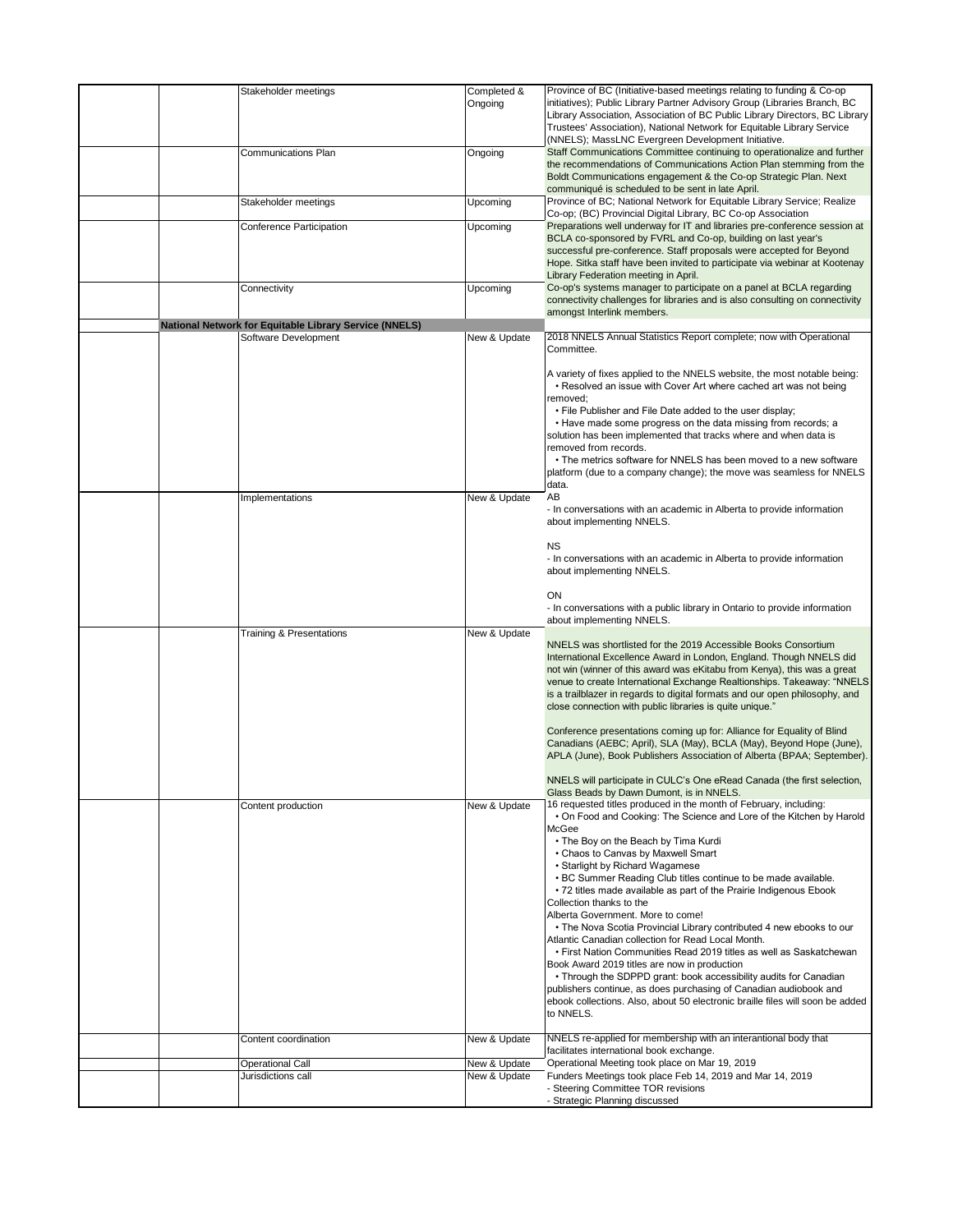| | | | | |
|---|---|---|---|---|
| | | Stakeholder meetings | Completed & Ongoing | Province of BC (Initiative-based meetings relating to funding & Co-op initiatives); Public Library Partner Advisory Group (Libraries Branch, BC Library Association, Association of BC Public Library Directors, BC Library Trustees' Association), National Network for Equitable Library Service (NNELS); MassLNC Evergreen Development Initiative. |
| | | Communications Plan | Ongoing | Staff Communications Committee continuing to operationalize and further the recommendations of Communications Action Plan stemming from the Boldt Communications engagement & the Co-op Strategic Plan. Next communiqué is scheduled to be sent in late April. |
| | | Stakeholder meetings | Upcoming | Province of BC; National Network for Equitable Library Service; Realize Co-op; (BC) Provincial Digital Library, BC Co-op Association |
| | | Conference Participation | Upcoming | Preparations well underway for IT and libraries pre-conference session at BCLA co-sponsored by FVRL and Co-op, building on last year's successful pre-conference. Staff proposals were accepted for Beyond Hope. Sitka staff have been invited to participate via webinar at Kootenay Library Federation meeting in April. |
| | | Connectivity | Upcoming | Co-op's systems manager to participate on a panel at BCLA regarding connectivity challenges for libraries and is also consulting on connectivity amongst Interlink members. |
| | **National Network for Equitable Library Service (NNELS)** | | | |
| | | Software Development | New & Update | 2018 NNELS Annual Statistics Report complete; now with Operational Committee.<br><br>A variety of fixes applied to the NNELS website, the most notable being:<br>• Resolved an issue with Cover Art where cached art was not being removed;<br>• File Publisher and File Date added to the user display;<br>• Have made some progress on the data missing from records; a solution has been implemented that tracks where and when data is removed from records.<br>• The metrics software for NNELS has been moved to a new software platform (due to a company change); the move was seamless for NNELS data. |
| | | Implementations | New & Update | AB<br>- In conversations with an academic in Alberta to provide information about implementing NNELS.<br><br>NS<br>- In conversations with an academic in Alberta to provide information about implementing NNELS.<br><br>ON<br>- In conversations with a public library in Ontario to provide information about implementing NNELS. |
| | | Training & Presentations | New & Update | NNELS was shortlisted for the 2019 Accessible Books Consortium International Excellence Award in London, England. Though NNELS did not win (winner of this award was eKitabu from Kenya), this was a great venue to create International Exchange Realtionships. Takeaway: "NNELS is a trailblazer in regards to digital formats and our open philosophy, and close connection with public libraries is quite unique."<br><br>Conference presentations coming up for: Alliance for Equality of Blind Canadians (AEBC; April), SLA (May), BCLA (May), Beyond Hope (June), APLA (June), Book Publishers Association of Alberta (BPAA; September).<br><br>NNELS will participate in CULC's One eRead Canada (the first selection, Glass Beads by Dawn Dumont, is in NNELS. |
| | | Content production | New & Update | 16 requested titles produced in the month of February, including:<br>• On Food and Cooking: The Science and Lore of the Kitchen by Harold McGee<br>• The Boy on the Beach by Tima Kurdi<br>• Chaos to Canvas by Maxwell Smart<br>• Starlight by Richard Wagamese<br>• BC Summer Reading Club titles continue to be made available.<br>• 72 titles made available as part of the Prairie Indigenous Ebook Collection thanks to the Alberta Government. More to come!<br>• The Nova Scotia Provincial Library contributed 4 new ebooks to our Atlantic Canadian collection for Read Local Month.<br>• First Nation Communities Read 2019 titles as well as Saskatchewan Book Award 2019 titles are now in production<br>• Through the SDPPD grant: book accessibility audits for Canadian publishers continue, as does purchasing of Canadian audiobook and ebook collections. Also, about 50 electronic braille files will soon be added to NNELS. |
| | | Content coordination | New & Update | NNELS re-applied for membership with an interantional body that facilitates international book exchange. |
| | | Operational Call | New & Update | Operational Meeting took place on Mar 19, 2019 |
| | | Jurisdictions call | New & Update | Funders Meetings took place Feb 14, 2019 and Mar 14, 2019<br>- Steering Committee TOR revisions<br>- Strategic Planning discussed |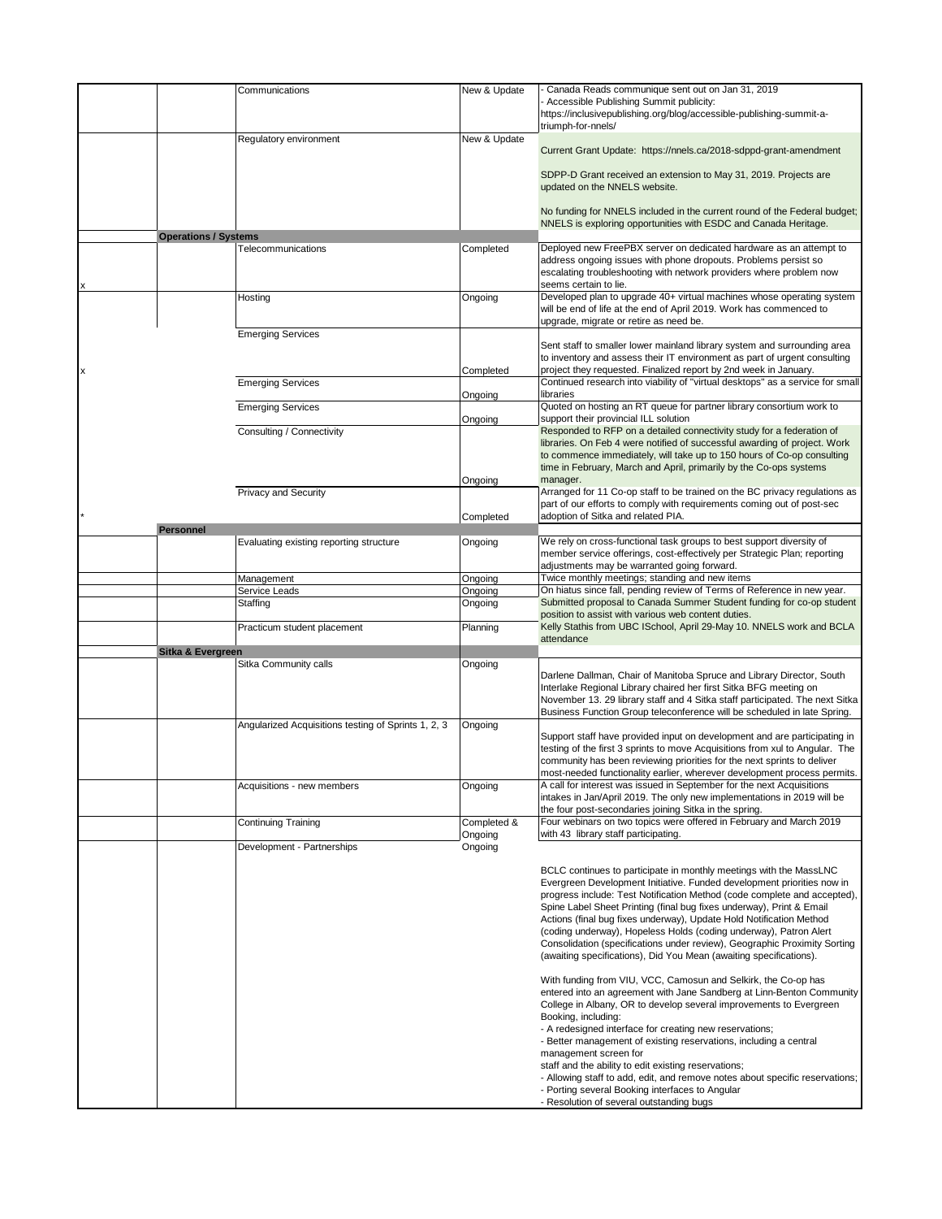| | | | | |
|---|---|---|---|---|
| | | Communications | New & Update | - Canada Reads communique sent out on Jan 31, 2019<br>- Accessible Publishing Summit publicity: https://inclusivepublishing.org/blog/accessible-publishing-summit-a-triumph-for-nnels/ |
| | | Regulatory environment | New & Update | Current Grant Update: https://nnels.ca/2018-sdppd-grant-amendment<br><br>SDPP-D Grant received an extension to May 31, 2019. Projects are updated on the NNELS website.<br><br>No funding for NNELS included in the current round of the Federal budget; NNELS is exploring opportunities with ESDC and Canada Heritage. |
| | **Operations / Systems** | | | |
| x | | Telecommunications | Completed | Deployed new FreePBX server on dedicated hardware as an attempt to address ongoing issues with phone dropouts. Problems persist so escalating troubleshooting with network providers where problem now seems certain to lie. |
| | | Hosting | Ongoing | Developed plan to upgrade 40+ virtual machines whose operating system will be end of life at the end of April 2019. Work has commenced to upgrade, migrate or retire as need be. |
| x | | Emerging Services | Completed | Sent staff to smaller lower mainland library system and surrounding area to inventory and assess their IT environment as part of urgent consulting project they requested. Finalized report by 2nd week in January. |
| | | Emerging Services | Ongoing | Continued research into viability of "virtual desktops" as a service for small libraries |
| | | Emerging Services | Ongoing | Quoted on hosting an RT queue for partner library consortium work to support their provincial ILL solution |
| | | Consulting / Connectivity | Ongoing | Responded to RFP on a detailed connectivity study for a federation of libraries. On Feb 4 were notified of successful awarding of project. Work to commence immediately, will take up to 150 hours of Co-op consulting time in February, March and April, primarily by the Co-ops systems manager. |
| * | | Privacy and Security | Completed | Arranged for 11 Co-op staff to be trained on the BC privacy regulations as part of our efforts to comply with requirements coming out of post-sec adoption of Sitka and related PIA. |
| | **Personnel** | | | |
| | | Evaluating existing reporting structure | Ongoing | We rely on cross-functional task groups to best support diversity of member service offerings, cost-effectively per Strategic Plan; reporting adjustments may be warranted going forward. |
| | | Management | Ongoing | Twice monthly meetings; standing and new items |
| | | Service Leads | Ongoing | On hiatus since fall, pending review of Terms of Reference in new year. |
| | | Staffing | Ongoing | Submitted proposal to Canada Summer Student funding for co-op student position to assist with various web content duties. |
| | | Practicum student placement | Planning | Kelly Stathis from UBC ISchool, April 29-May 10. NNELS work and BCLA attendance |
| | **Sitka & Evergreen** | | | |
| | | Sitka Community calls | Ongoing | Darlene Dallman, Chair of Manitoba Spruce and Library Director, South Interlake Regional Library chaired her first Sitka BFG meeting on November 13. 29 library staff and 4 Sitka staff participated. The next Sitka Business Function Group teleconference will be scheduled in late Spring. |
| | | Angularized Acquisitions testing of Sprints 1, 2, 3 | Ongoing | Support staff have provided input on development and are participating in testing of the first 3 sprints to move Acquisitions from xul to Angular. The community has been reviewing priorities for the next sprints to deliver most-needed functionality earlier, wherever development process permits. |
| | | Acquisitions - new members | Ongoing | A call for interest was issued in September for the next Acquisitions intakes in Jan/April 2019. The only new implementations in 2019 will be the four post-secondaries joining Sitka in the spring. |
| | | Continuing Training | Completed & Ongoing | Four webinars on two topics were offered in February and March 2019 with 43 library staff participating. |
| | | Development - Partnerships | Ongoing | BCLC continues to participate in monthly meetings with the MassLNC Evergreen Development Initiative. Funded development priorities now in progress include: Test Notification Method (code complete and accepted), Spine Label Sheet Printing (final bug fixes underway), Print & Email Actions (final bug fixes underway), Update Hold Notification Method (coding underway), Hopeless Holds (coding underway), Patron Alert Consolidation (specifications under review), Geographic Proximity Sorting (awaiting specifications), Did You Mean (awaiting specifications).<br><br>With funding from VIU, VCC, Camosun and Selkirk, the Co-op has entered into an agreement with Jane Sandberg at Linn-Benton Community College in Albany, OR to develop several improvements to Evergreen Booking, including:<br>- A redesigned interface for creating new reservations;<br>- Better management of existing reservations, including a central management screen for<br>staff and the ability to edit existing reservations;<br>- Allowing staff to add, edit, and remove notes about specific reservations;<br>- Porting several Booking interfaces to Angular<br>- Resolution of several outstanding bugs |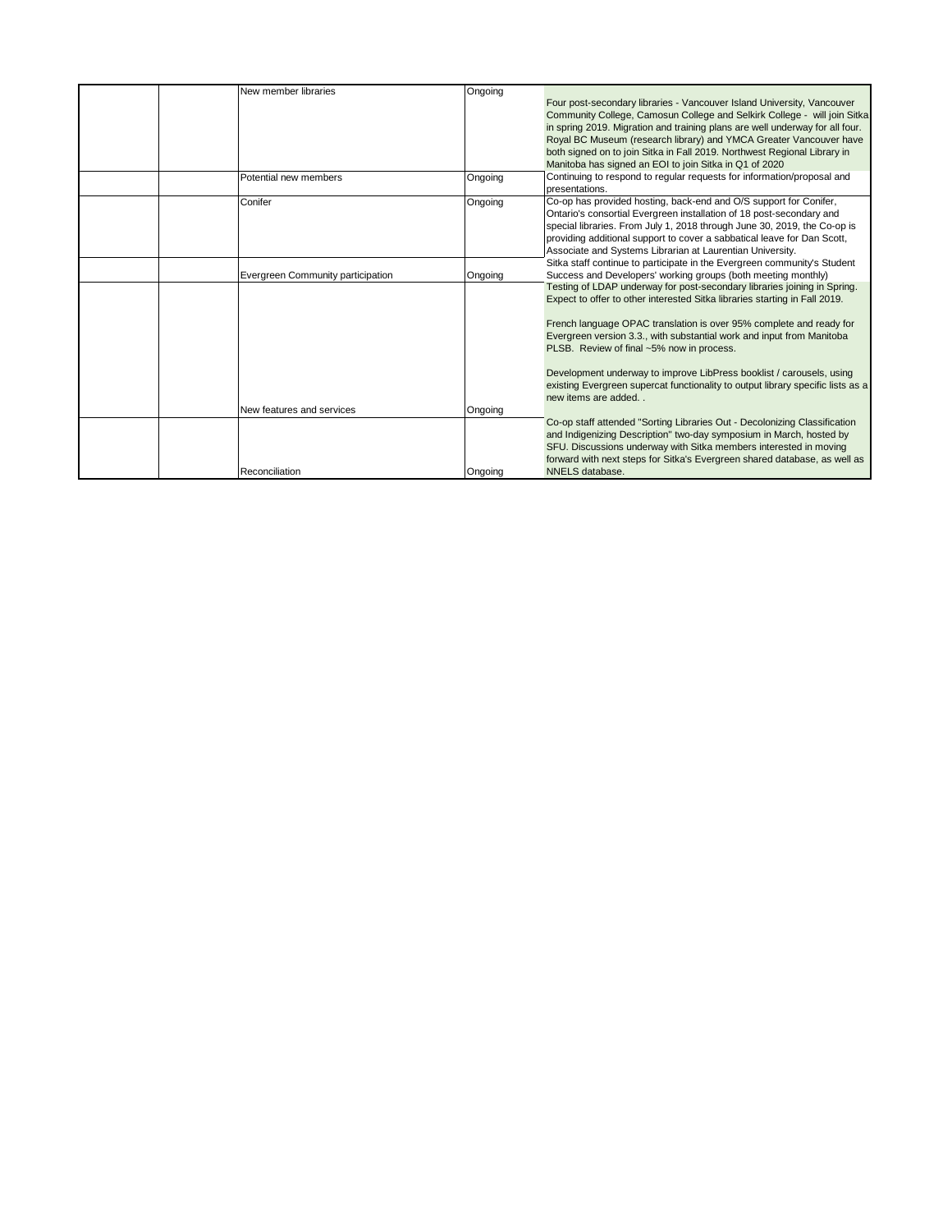| | | | | |
|---|---|---|---|---|
| | | New member libraries | Ongoing | Four post-secondary libraries - Vancouver Island University, Vancouver Community College, Camosun College and Selkirk College - will join Sitka in spring 2019. Migration and training plans are well underway for all four. Royal BC Museum (research library) and YMCA Greater Vancouver have both signed on to join Sitka in Fall 2019. Northwest Regional Library in Manitoba has signed an EOI to join Sitka in Q1 of 2020 |
| | | Potential new members | Ongoing | Continuing to respond to regular requests for information/proposal and presentations. |
| | | Conifer | Ongoing | Co-op has provided hosting, back-end and O/S support for Conifer, Ontario's consortial Evergreen installation of 18 post-secondary and special libraries. From July 1, 2018 through June 30, 2019, the Co-op is providing additional support to cover a sabbatical leave for Dan Scott, Associate and Systems Librarian at Laurentian University. |
| | | Evergreen Community participation | Ongoing | Sitka staff continue to participate in the Evergreen community's Student Success and Developers' working groups (both meeting monthly) |
| | | New features and services | Ongoing | Testing of LDAP underway for post-secondary libraries joining in Spring. Expect to offer to other interested Sitka libraries starting in Fall 2019.<br><br>French language OPAC translation is over 95% complete and ready for Evergreen version 3.3., with substantial work and input from Manitoba PLSB. Review of final ~5% now in process.<br><br>Development underway to improve LibPress booklist / carousels, using existing Evergreen supercat functionality to output library specific lists as a new items are added. . |
| | | Reconciliation | Ongoing | Co-op staff attended "Sorting Libraries Out - Decolonizing Classification and Indigenizing Description" two-day symposium in March, hosted by SFU. Discussions underway with Sitka members interested in moving forward with next steps for Sitka's Evergreen shared database, as well as NNELS database. |